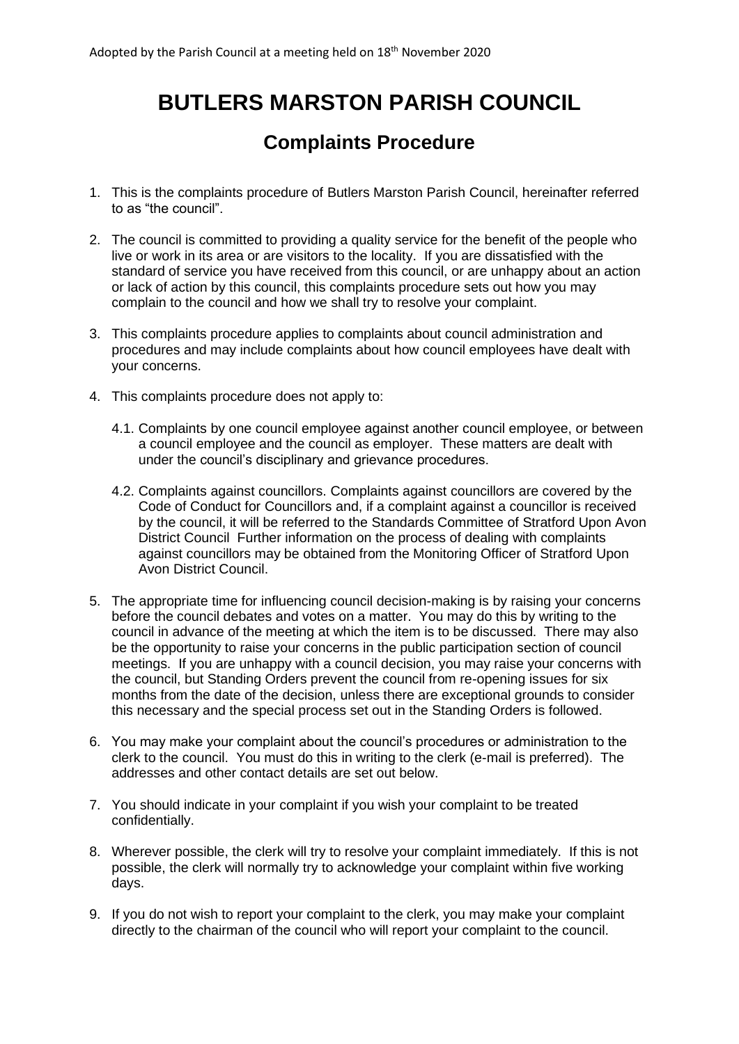Adopted by the Parish Council at a meeting held on 18th November 2020

# BUTLERS MARSTON PARISH COUNCIL

## Complaints Procedure

1. This is the complaints procedure of Butlers Marston Parish Council, hereinafter referred to as "the council".

2. The council is committed to providing a quality service for the benefit of the people who live or work in its area or are visitors to the locality. If you are dissatisfied with the standard of service you have received from this council, or are unhappy about an action or lack of action by this council, this complaints procedure sets out how you may complain to the council and how we shall try to resolve your complaint.

3. This complaints procedure applies to complaints about council administration and procedures and may include complaints about how council employees have dealt with your concerns.

4. This complaints procedure does not apply to:

   4.1. Complaints by one council employee against another council employee, or between a council employee and the council as employer. These matters are dealt with under the council's disciplinary and grievance procedures.

   4.2. Complaints against councillors. Complaints against councillors are covered by the Code of Conduct for Councillors and, if a complaint against a councillor is received by the council, it will be referred to the Standards Committee of Stratford Upon Avon District Council Further information on the process of dealing with complaints against councillors may be obtained from the Monitoring Officer of Stratford Upon Avon District Council.

5. The appropriate time for influencing council decision-making is by raising your concerns before the council debates and votes on a matter. You may do this by writing to the council in advance of the meeting at which the item is to be discussed. There may also be the opportunity to raise your concerns in the public participation section of council meetings. If you are unhappy with a council decision, you may raise your concerns with the council, but Standing Orders prevent the council from re-opening issues for six months from the date of the decision, unless there are exceptional grounds to consider this necessary and the special process set out in the Standing Orders is followed.

6. You may make your complaint about the council's procedures or administration to the clerk to the council. You must do this in writing to the clerk (e-mail is preferred). The addresses and other contact details are set out below.

7. You should indicate in your complaint if you wish your complaint to be treated confidentially.

8. Wherever possible, the clerk will try to resolve your complaint immediately. If this is not possible, the clerk will normally try to acknowledge your complaint within five working days.

9. If you do not wish to report your complaint to the clerk, you may make your complaint directly to the chairman of the council who will report your complaint to the council.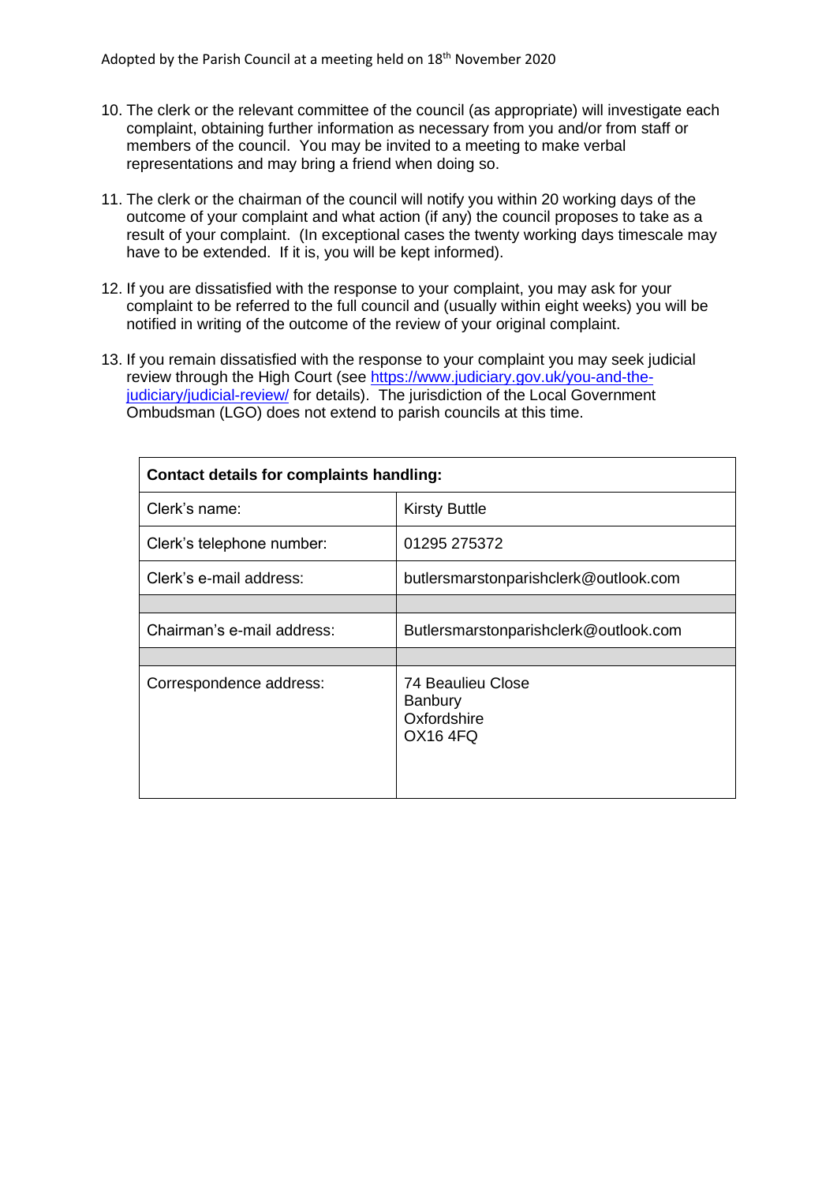10. The clerk or the relevant committee of the council (as appropriate) will investigate each complaint, obtaining further information as necessary from you and/or from staff or members of the council. You may be invited to a meeting to make verbal representations and may bring a friend when doing so.

11. The clerk or the chairman of the council will notify you within 20 working days of the outcome of your complaint and what action (if any) the council proposes to take as a result of your complaint. (In exceptional cases the twenty working days timescale may have to be extended. If it is, you will be kept informed).

12. If you are dissatisfied with the response to your complaint, you may ask for your complaint to be referred to the full council and (usually within eight weeks) you will be notified in writing of the outcome of the review of your original complaint.

13. If you remain dissatisfied with the response to your complaint you may seek judicial review through the High Court (see https://www.judiciary.gov.uk/you-and-the-judiciary/judicial-review/ for details). The jurisdiction of the Local Government Ombudsman (LGO) does not extend to parish councils at this time.

| **Contact details for complaints handling:** | |
|---|---|
| Clerk's name: | Kirsty Buttle |
| Clerk's telephone number: | 01295 275372 |
| Clerk's e-mail address: | butlersmarstonparishclerk@outlook.com |
| | |
| Chairman's e-mail address: | Butlersmarstonparishclerk@outlook.com |
| | |
| Correspondence address: | 74 Beaulieu Close<br>Banbury<br>Oxfordshire<br>OX16 4FQ |